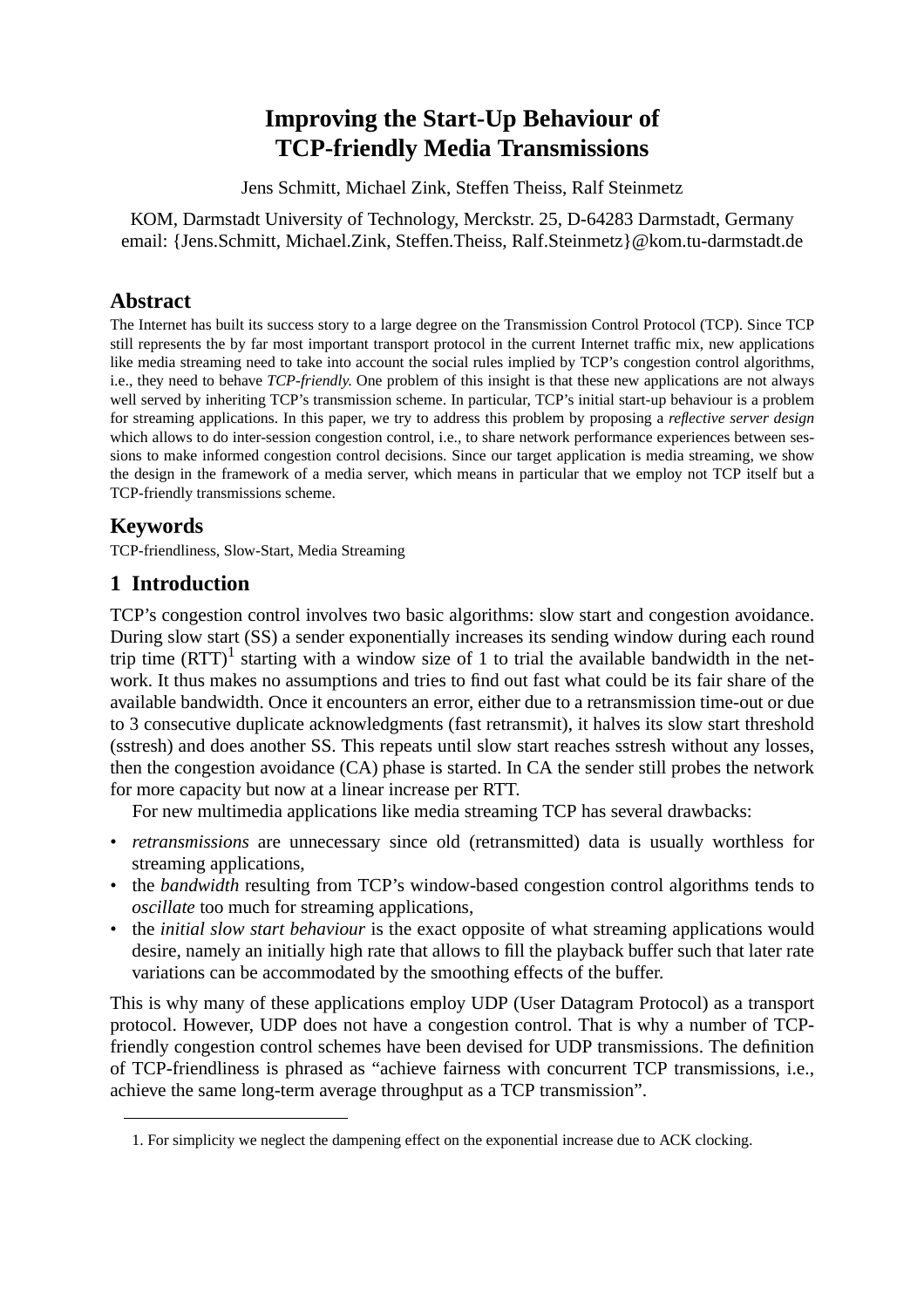# Improving the Start-Up Behaviour of TCP-friendly Media Transmissions

Jens Schmitt, Michael Zink, Steffen Theiss, Ralf Steinmetz

KOM, Darmstadt University of Technology, Merckstr. 25, D-64283 Darmstadt, Germany
email: {Jens.Schmitt, Michael.Zink, Steffen.Theiss, Ralf.Steinmetz}@kom.tu-darmstadt.de

## Abstract

The Internet has built its success story to a large degree on the Transmission Control Protocol (TCP). Since TCP still represents the by far most important transport protocol in the current Internet traffic mix, new applications like media streaming need to take into account the social rules implied by TCP's congestion control algorithms, i.e., they need to behave *TCP-friendly*. One problem of this insight is that these new applications are not always well served by inheriting TCP's transmission scheme. In particular, TCP's initial start-up behaviour is a problem for streaming applications. In this paper, we try to address this problem by proposing a *reflective server design* which allows to do inter-session congestion control, i.e., to share network performance experiences between sessions to make informed congestion control decisions. Since our target application is media streaming, we show the design in the framework of a media server, which means in particular that we employ not TCP itself but a TCP-friendly transmissions scheme.

## Keywords

TCP-friendliness, Slow-Start, Media Streaming

## 1 Introduction

TCP's congestion control involves two basic algorithms: slow start and congestion avoidance. During slow start (SS) a sender exponentially increases its sending window during each round trip time (RTT)[1] starting with a window size of 1 to trial the available bandwidth in the network. It thus makes no assumptions and tries to find out fast what could be its fair share of the available bandwidth. Once it encounters an error, either due to a retransmission time-out or due to 3 consecutive duplicate acknowledgments (fast retransmit), it halves its slow start threshold (sstresh) and does another SS. This repeats until slow start reaches sstresh without any losses, then the congestion avoidance (CA) phase is started. In CA the sender still probes the network for more capacity but now at a linear increase per RTT.

For new multimedia applications like media streaming TCP has several drawbacks:

- *retransmissions* are unnecessary since old (retransmitted) data is usually worthless for streaming applications,
- the *bandwidth* resulting from TCP's window-based congestion control algorithms tends to *oscillate* too much for streaming applications,
- the *initial slow start behaviour* is the exact opposite of what streaming applications would desire, namely an initially high rate that allows to fill the playback buffer such that later rate variations can be accommodated by the smoothing effects of the buffer.

This is why many of these applications employ UDP (User Datagram Protocol) as a transport protocol. However, UDP does not have a congestion control. That is why a number of TCP-friendly congestion control schemes have been devised for UDP transmissions. The definition of TCP-friendliness is phrased as "achieve fairness with concurrent TCP transmissions, i.e., achieve the same long-term average throughput as a TCP transmission".

1. For simplicity we neglect the dampening effect on the exponential increase due to ACK clocking.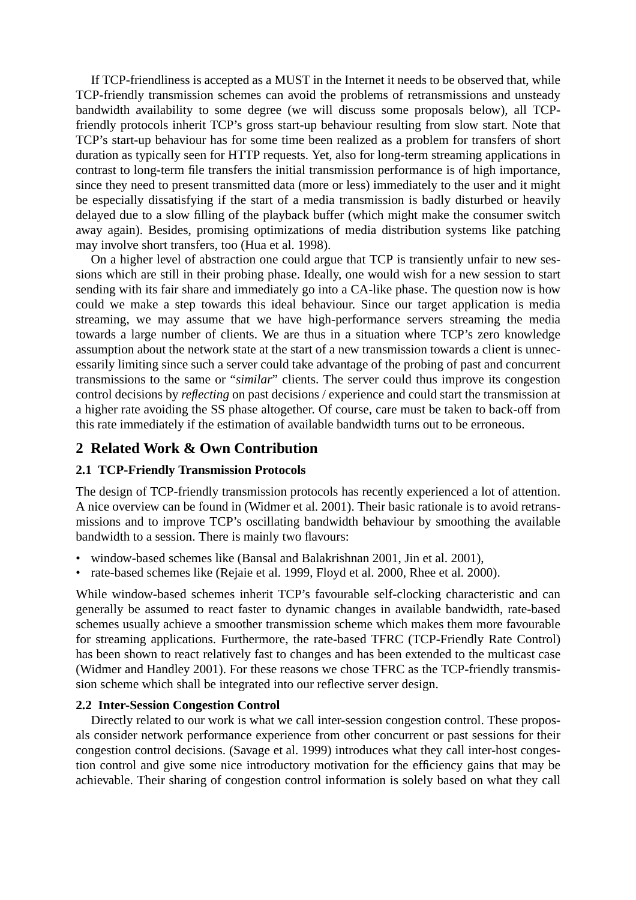If TCP-friendliness is accepted as a MUST in the Internet it needs to be observed that, while TCP-friendly transmission schemes can avoid the problems of retransmissions and unsteady bandwidth availability to some degree (we will discuss some proposals below), all TCP-friendly protocols inherit TCP's gross start-up behaviour resulting from slow start. Note that TCP's start-up behaviour has for some time been realized as a problem for transfers of short duration as typically seen for HTTP requests. Yet, also for long-term streaming applications in contrast to long-term file transfers the initial transmission performance is of high importance, since they need to present transmitted data (more or less) immediately to the user and it might be especially dissatisfying if the start of a media transmission is badly disturbed or heavily delayed due to a slow filling of the playback buffer (which might make the consumer switch away again). Besides, promising optimizations of media distribution systems like patching may involve short transfers, too (Hua et al. 1998).

On a higher level of abstraction one could argue that TCP is transiently unfair to new sessions which are still in their probing phase. Ideally, one would wish for a new session to start sending with its fair share and immediately go into a CA-like phase. The question now is how could we make a step towards this ideal behaviour. Since our target application is media streaming, we may assume that we have high-performance servers streaming the media towards a large number of clients. We are thus in a situation where TCP's zero knowledge assumption about the network state at the start of a new transmission towards a client is unnecessarily limiting since such a server could take advantage of the probing of past and concurrent transmissions to the same or "*similar*" clients. The server could thus improve its congestion control decisions by *reflecting* on past decisions / experience and could start the transmission at a higher rate avoiding the SS phase altogether. Of course, care must be taken to back-off from this rate immediately if the estimation of available bandwidth turns out to be erroneous.

## 2 Related Work & Own Contribution

### 2.1 TCP-Friendly Transmission Protocols

The design of TCP-friendly transmission protocols has recently experienced a lot of attention. A nice overview can be found in (Widmer et al. 2001). Their basic rationale is to avoid retransmissions and to improve TCP's oscillating bandwidth behaviour by smoothing the available bandwidth to a session. There is mainly two flavours:

- window-based schemes like (Bansal and Balakrishnan 2001, Jin et al. 2001),
- rate-based schemes like (Rejaie et al. 1999, Floyd et al. 2000, Rhee et al. 2000).

While window-based schemes inherit TCP's favourable self-clocking characteristic and can generally be assumed to react faster to dynamic changes in available bandwidth, rate-based schemes usually achieve a smoother transmission scheme which makes them more favourable for streaming applications. Furthermore, the rate-based TFRC (TCP-Friendly Rate Control) has been shown to react relatively fast to changes and has been extended to the multicast case (Widmer and Handley 2001). For these reasons we chose TFRC as the TCP-friendly transmission scheme which shall be integrated into our reflective server design.

### 2.2 Inter-Session Congestion Control

Directly related to our work is what we call inter-session congestion control. These proposals consider network performance experience from other concurrent or past sessions for their congestion control decisions. (Savage et al. 1999) introduces what they call inter-host congestion control and give some nice introductory motivation for the efficiency gains that may be achievable. Their sharing of congestion control information is solely based on what they call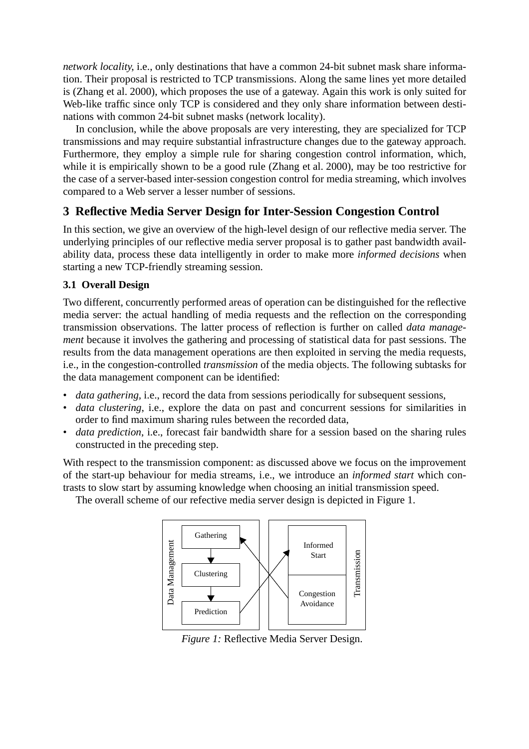*network locality*, i.e., only destinations that have a common 24-bit subnet mask share information. Their proposal is restricted to TCP transmissions. Along the same lines yet more detailed is (Zhang et al. 2000), which proposes the use of a gateway. Again this work is only suited for Web-like traffic since only TCP is considered and they only share information between destinations with common 24-bit subnet masks (network locality).

In conclusion, while the above proposals are very interesting, they are specialized for TCP transmissions and may require substantial infrastructure changes due to the gateway approach. Furthermore, they employ a simple rule for sharing congestion control information, which, while it is empirically shown to be a good rule (Zhang et al. 2000), may be too restrictive for the case of a server-based inter-session congestion control for media streaming, which involves compared to a Web server a lesser number of sessions.

## 3 Reflective Media Server Design for Inter-Session Congestion Control

In this section, we give an overview of the high-level design of our reflective media server. The underlying principles of our reflective media server proposal is to gather past bandwidth availability data, process these data intelligently in order to make more *informed decisions* when starting a new TCP-friendly streaming session.

### 3.1 Overall Design

Two different, concurrently performed areas of operation can be distinguished for the reflective media server: the actual handling of media requests and the reflection on the corresponding transmission observations. The latter process of reflection is further on called *data management* because it involves the gathering and processing of statistical data for past sessions. The results from the data management operations are then exploited in serving the media requests, i.e., in the congestion-controlled *transmission* of the media objects. The following subtasks for the data management component can be identified:

- *data gathering*, i.e., record the data from sessions periodically for subsequent sessions,
- *data clustering*, i.e., explore the data on past and concurrent sessions for similarities in order to find maximum sharing rules between the recorded data,
- *data prediction*, i.e., forecast fair bandwidth share for a session based on the sharing rules constructed in the preceding step.

With respect to the transmission component: as discussed above we focus on the improvement of the start-up behaviour for media streams, i.e., we introduce an *informed start* which contrasts to slow start by assuming knowledge when choosing an initial transmission speed.

The overall scheme of our refective media server design is depicted in Figure 1.

*Figure 1:* Reflective Media Server Design.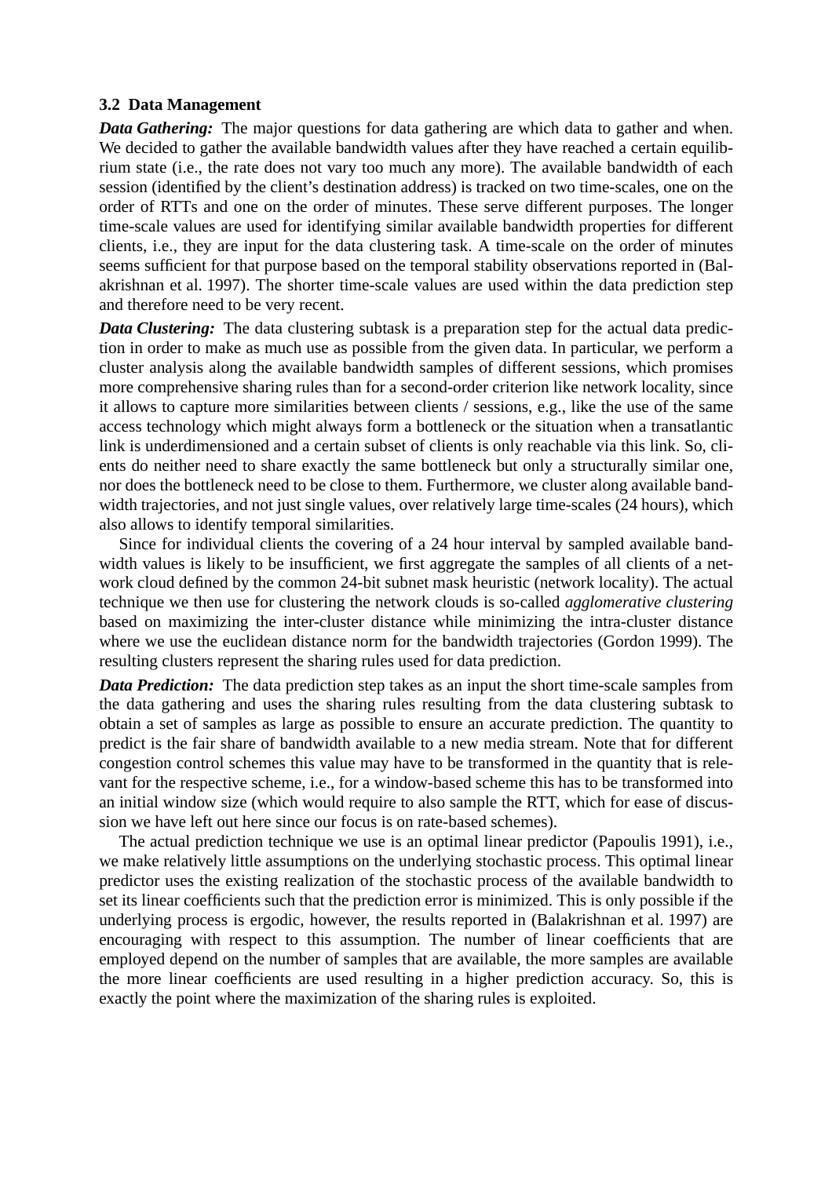### 3.2 Data Management

***Data Gathering:*** The major questions for data gathering are which data to gather and when. We decided to gather the available bandwidth values after they have reached a certain equilibrium state (i.e., the rate does not vary too much any more). The available bandwidth of each session (identified by the client's destination address) is tracked on two time-scales, one on the order of RTTs and one on the order of minutes. These serve different purposes. The longer time-scale values are used for identifying similar available bandwidth properties for different clients, i.e., they are input for the data clustering task. A time-scale on the order of minutes seems sufficient for that purpose based on the temporal stability observations reported in (Balakrishnan et al. 1997). The shorter time-scale values are used within the data prediction step and therefore need to be very recent.

***Data Clustering:*** The data clustering subtask is a preparation step for the actual data prediction in order to make as much use as possible from the given data. In particular, we perform a cluster analysis along the available bandwidth samples of different sessions, which promises more comprehensive sharing rules than for a second-order criterion like network locality, since it allows to capture more similarities between clients / sessions, e.g., like the use of the same access technology which might always form a bottleneck or the situation when a transatlantic link is underdimensioned and a certain subset of clients is only reachable via this link. So, clients do neither need to share exactly the same bottleneck but only a structurally similar one, nor does the bottleneck need to be close to them. Furthermore, we cluster along available bandwidth trajectories, and not just single values, over relatively large time-scales (24 hours), which also allows to identify temporal similarities.

Since for individual clients the covering of a 24 hour interval by sampled available bandwidth values is likely to be insufficient, we first aggregate the samples of all clients of a network cloud defined by the common 24-bit subnet mask heuristic (network locality). The actual technique we then use for clustering the network clouds is so-called *agglomerative clustering* based on maximizing the inter-cluster distance while minimizing the intra-cluster distance where we use the euclidean distance norm for the bandwidth trajectories (Gordon 1999). The resulting clusters represent the sharing rules used for data prediction.

***Data Prediction:*** The data prediction step takes as an input the short time-scale samples from the data gathering and uses the sharing rules resulting from the data clustering subtask to obtain a set of samples as large as possible to ensure an accurate prediction. The quantity to predict is the fair share of bandwidth available to a new media stream. Note that for different congestion control schemes this value may have to be transformed in the quantity that is relevant for the respective scheme, i.e., for a window-based scheme this has to be transformed into an initial window size (which would require to also sample the RTT, which for ease of discussion we have left out here since our focus is on rate-based schemes).

The actual prediction technique we use is an optimal linear predictor (Papoulis 1991), i.e., we make relatively little assumptions on the underlying stochastic process. This optimal linear predictor uses the existing realization of the stochastic process of the available bandwidth to set its linear coefficients such that the prediction error is minimized. This is only possible if the underlying process is ergodic, however, the results reported in (Balakrishnan et al. 1997) are encouraging with respect to this assumption. The number of linear coefficients that are employed depend on the number of samples that are available, the more samples are available the more linear coefficients are used resulting in a higher prediction accuracy. So, this is exactly the point where the maximization of the sharing rules is exploited.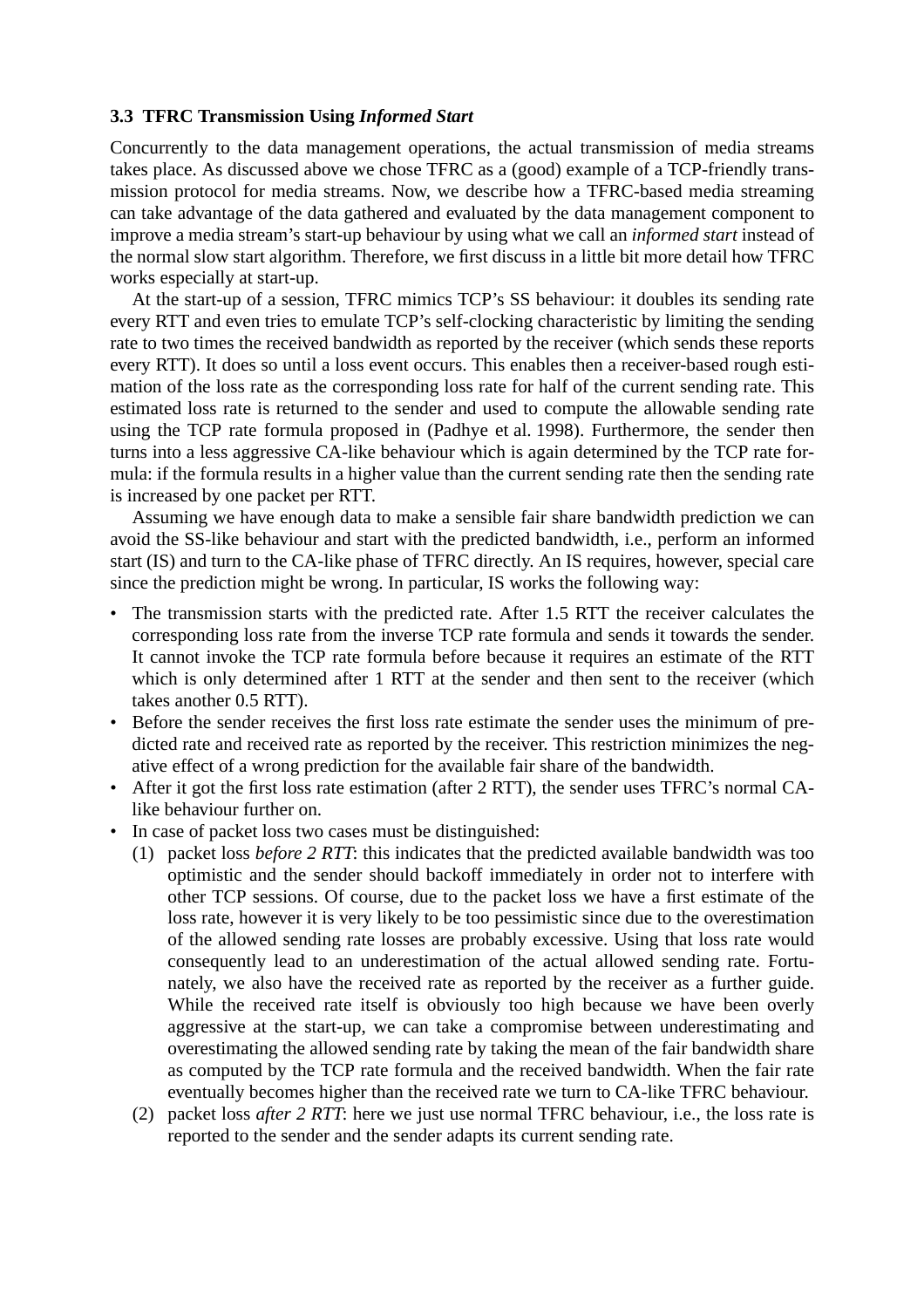### 3.3 TFRC Transmission Using *Informed Start*

Concurrently to the data management operations, the actual transmission of media streams takes place. As discussed above we chose TFRC as a (good) example of a TCP-friendly transmission protocol for media streams. Now, we describe how a TFRC-based media streaming can take advantage of the data gathered and evaluated by the data management component to improve a media stream's start-up behaviour by using what we call an *informed start* instead of the normal slow start algorithm. Therefore, we first discuss in a little bit more detail how TFRC works especially at start-up.

At the start-up of a session, TFRC mimics TCP's SS behaviour: it doubles its sending rate every RTT and even tries to emulate TCP's self-clocking characteristic by limiting the sending rate to two times the received bandwidth as reported by the receiver (which sends these reports every RTT). It does so until a loss event occurs. This enables then a receiver-based rough estimation of the loss rate as the corresponding loss rate for half of the current sending rate. This estimated loss rate is returned to the sender and used to compute the allowable sending rate using the TCP rate formula proposed in (Padhye et al. 1998). Furthermore, the sender then turns into a less aggressive CA-like behaviour which is again determined by the TCP rate formula: if the formula results in a higher value than the current sending rate then the sending rate is increased by one packet per RTT.

Assuming we have enough data to make a sensible fair share bandwidth prediction we can avoid the SS-like behaviour and start with the predicted bandwidth, i.e., perform an informed start (IS) and turn to the CA-like phase of TFRC directly. An IS requires, however, special care since the prediction might be wrong. In particular, IS works the following way:

- The transmission starts with the predicted rate. After 1.5 RTT the receiver calculates the corresponding loss rate from the inverse TCP rate formula and sends it towards the sender. It cannot invoke the TCP rate formula before because it requires an estimate of the RTT which is only determined after 1 RTT at the sender and then sent to the receiver (which takes another 0.5 RTT).
- Before the sender receives the first loss rate estimate the sender uses the minimum of predicted rate and received rate as reported by the receiver. This restriction minimizes the negative effect of a wrong prediction for the available fair share of the bandwidth.
- After it got the first loss rate estimation (after 2 RTT), the sender uses TFRC's normal CA-like behaviour further on.
- In case of packet loss two cases must be distinguished:
  1. packet loss *before 2 RTT*: this indicates that the predicted available bandwidth was too optimistic and the sender should backoff immediately in order not to interfere with other TCP sessions. Of course, due to the packet loss we have a first estimate of the loss rate, however it is very likely to be too pessimistic since due to the overestimation of the allowed sending rate losses are probably excessive. Using that loss rate would consequently lead to an underestimation of the actual allowed sending rate. Fortunately, we also have the received rate as reported by the receiver as a further guide. While the received rate itself is obviously too high because we have been overly aggressive at the start-up, we can take a compromise between underestimating and overestimating the allowed sending rate by taking the mean of the fair bandwidth share as computed by the TCP rate formula and the received bandwidth. When the fair rate eventually becomes higher than the received rate we turn to CA-like TFRC behaviour.
  2. packet loss *after 2 RTT*: here we just use normal TFRC behaviour, i.e., the loss rate is reported to the sender and the sender adapts its current sending rate.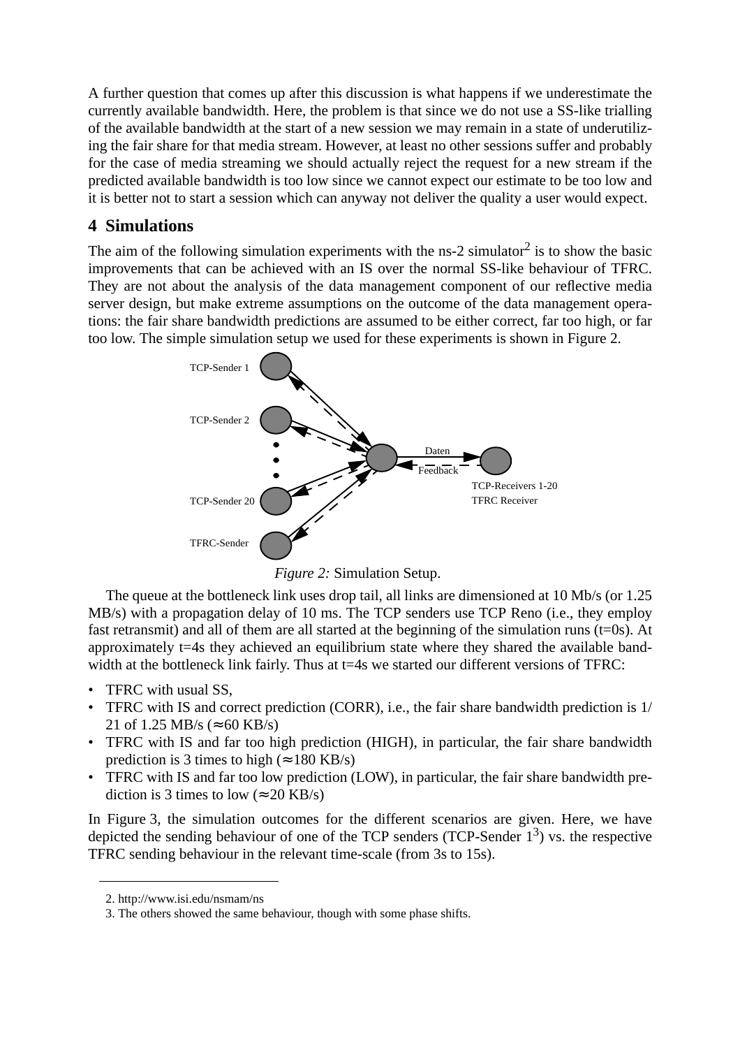A further question that comes up after this discussion is what happens if we underestimate the currently available bandwidth. Here, the problem is that since we do not use a SS-like trialling of the available bandwidth at the start of a new session we may remain in a state of underutilizing the fair share for that media stream. However, at least no other sessions suffer and probably for the case of media streaming we should actually reject the request for a new stream if the predicted available bandwidth is too low since we cannot expect our estimate to be too low and it is better not to start a session which can anyway not deliver the quality a user would expect.

## 4 Simulations

The aim of the following simulation experiments with the ns-2 simulator[2] is to show the basic improvements that can be achieved with an IS over the normal SS-like behaviour of TFRC. They are not about the analysis of the data management component of our reflective media server design, but make extreme assumptions on the outcome of the data management operations: the fair share bandwidth predictions are assumed to be either correct, far too high, or far too low. The simple simulation setup we used for these experiments is shown in Figure 2.

*Figure 2:* Simulation Setup.

The queue at the bottleneck link uses drop tail, all links are dimensioned at 10 Mb/s (or 1.25 MB/s) with a propagation delay of 10 ms. The TCP senders use TCP Reno (i.e., they employ fast retransmit) and all of them are all started at the beginning of the simulation runs (t=0s). At approximately t=4s they achieved an equilibrium state where they shared the available bandwidth at the bottleneck link fairly. Thus at t=4s we started our different versions of TFRC:

- TFRC with usual SS,
- TFRC with IS and correct prediction (CORR), i.e., the fair share bandwidth prediction is 1/21 of 1.25 MB/s (≈60 KB/s)
- TFRC with IS and far too high prediction (HIGH), in particular, the fair share bandwidth prediction is 3 times to high (≈180 KB/s)
- TFRC with IS and far too low prediction (LOW), in particular, the fair share bandwidth prediction is 3 times to low (≈20 KB/s)

In Figure 3, the simulation outcomes for the different scenarios are given. Here, we have depicted the sending behaviour of one of the TCP senders (TCP-Sender 1[3]) vs. the respective TFRC sending behaviour in the relevant time-scale (from 3s to 15s).

2. http://www.isi.edu/nsmam/ns

3. The others showed the same behaviour, though with some phase shifts.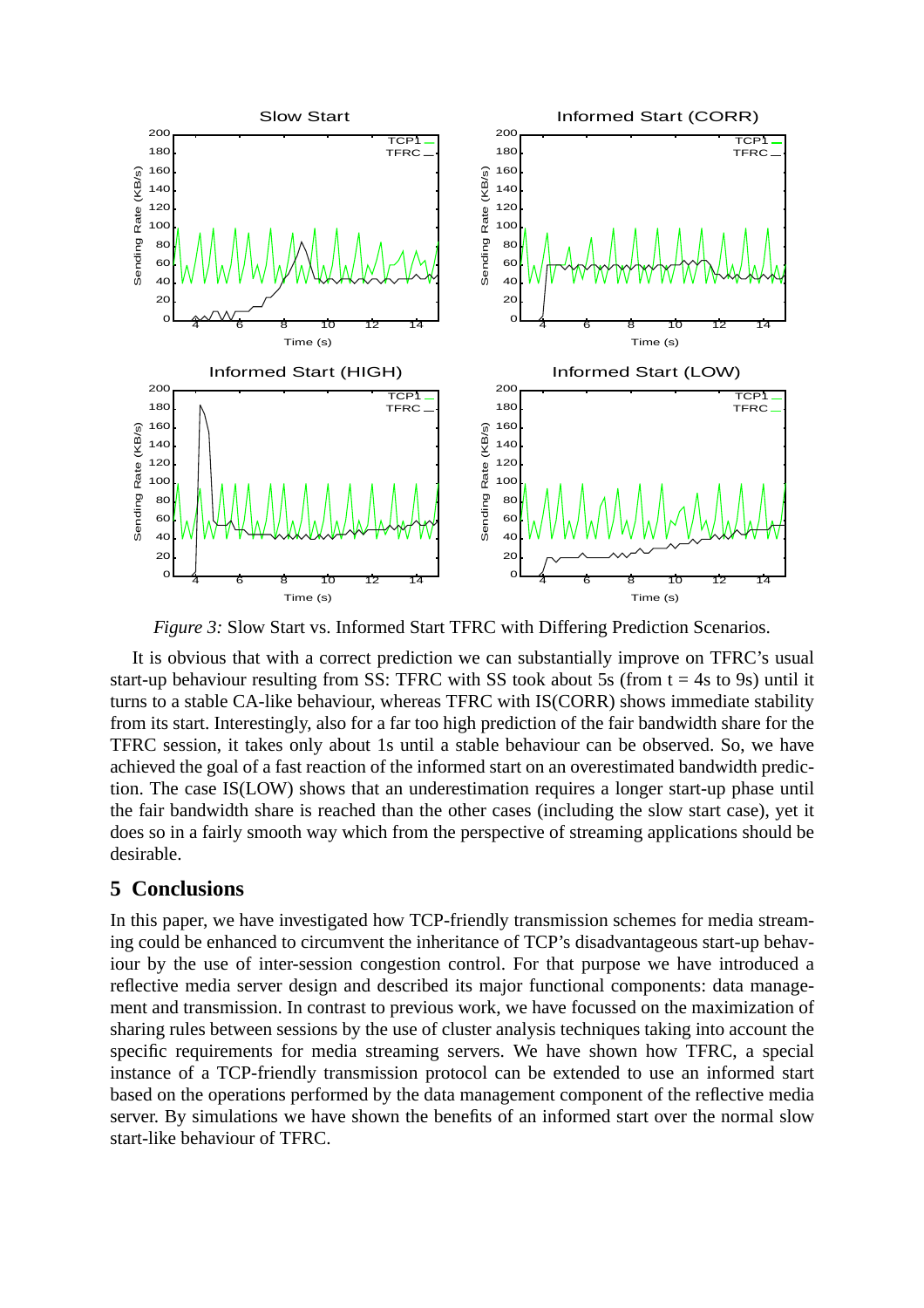*Figure 3:* Slow Start vs. Informed Start TFRC with Differing Prediction Scenarios.

It is obvious that with a correct prediction we can substantially improve on TFRC's usual start-up behaviour resulting from SS: TFRC with SS took about 5s (from t = 4s to 9s) until it turns to a stable CA-like behaviour, whereas TFRC with IS(CORR) shows immediate stability from its start. Interestingly, also for a far too high prediction of the fair bandwidth share for the TFRC session, it takes only about 1s until a stable behaviour can be observed. So, we have achieved the goal of a fast reaction of the informed start on an overestimated bandwidth prediction. The case IS(LOW) shows that an underestimation requires a longer start-up phase until the fair bandwidth share is reached than the other cases (including the slow start case), yet it does so in a fairly smooth way which from the perspective of streaming applications should be desirable.

## 5 Conclusions

In this paper, we have investigated how TCP-friendly transmission schemes for media streaming could be enhanced to circumvent the inheritance of TCP's disadvantageous start-up behaviour by the use of inter-session congestion control. For that purpose we have introduced a reflective media server design and described its major functional components: data management and transmission. In contrast to previous work, we have focussed on the maximization of sharing rules between sessions by the use of cluster analysis techniques taking into account the specific requirements for media streaming servers. We have shown how TFRC, a special instance of a TCP-friendly transmission protocol can be extended to use an informed start based on the operations performed by the data management component of the reflective media server. By simulations we have shown the benefits of an informed start over the normal slow start-like behaviour of TFRC.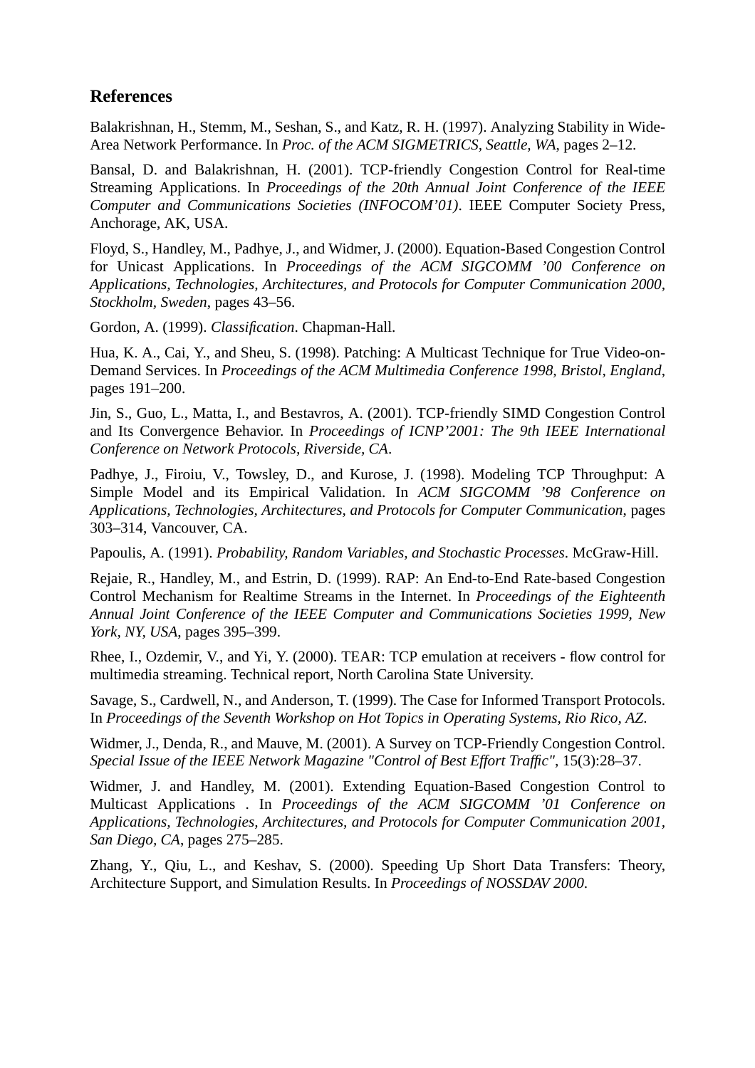## References

Balakrishnan, H., Stemm, M., Seshan, S., and Katz, R. H. (1997). Analyzing Stability in Wide-Area Network Performance. In *Proc. of the ACM SIGMETRICS, Seattle, WA*, pages 2–12.

Bansal, D. and Balakrishnan, H. (2001). TCP-friendly Congestion Control for Real-time Streaming Applications. In *Proceedings of the 20th Annual Joint Conference of the IEEE Computer and Communications Societies (INFOCOM'01)*. IEEE Computer Society Press, Anchorage, AK, USA.

Floyd, S., Handley, M., Padhye, J., and Widmer, J. (2000). Equation-Based Congestion Control for Unicast Applications. In *Proceedings of the ACM SIGCOMM '00 Conference on Applications, Technologies, Architectures, and Protocols for Computer Communication 2000, Stockholm, Sweden*, pages 43–56.

Gordon, A. (1999). *Classification*. Chapman-Hall.

Hua, K. A., Cai, Y., and Sheu, S. (1998). Patching: A Multicast Technique for True Video-on-Demand Services. In *Proceedings of the ACM Multimedia Conference 1998, Bristol, England*, pages 191–200.

Jin, S., Guo, L., Matta, I., and Bestavros, A. (2001). TCP-friendly SIMD Congestion Control and Its Convergence Behavior. In *Proceedings of ICNP'2001: The 9th IEEE International Conference on Network Protocols, Riverside, CA*.

Padhye, J., Firoiu, V., Towsley, D., and Kurose, J. (1998). Modeling TCP Throughput: A Simple Model and its Empirical Validation. In *ACM SIGCOMM '98 Conference on Applications, Technologies, Architectures, and Protocols for Computer Communication*, pages 303–314, Vancouver, CA.

Papoulis, A. (1991). *Probability, Random Variables, and Stochastic Processes*. McGraw-Hill.

Rejaie, R., Handley, M., and Estrin, D. (1999). RAP: An End-to-End Rate-based Congestion Control Mechanism for Realtime Streams in the Internet. In *Proceedings of the Eighteenth Annual Joint Conference of the IEEE Computer and Communications Societies 1999, New York, NY, USA*, pages 395–399.

Rhee, I., Ozdemir, V., and Yi, Y. (2000). TEAR: TCP emulation at receivers - flow control for multimedia streaming. Technical report, North Carolina State University.

Savage, S., Cardwell, N., and Anderson, T. (1999). The Case for Informed Transport Protocols. In *Proceedings of the Seventh Workshop on Hot Topics in Operating Systems, Rio Rico, AZ*.

Widmer, J., Denda, R., and Mauve, M. (2001). A Survey on TCP-Friendly Congestion Control. *Special Issue of the IEEE Network Magazine "Control of Best Effort Traffic"*, 15(3):28–37.

Widmer, J. and Handley, M. (2001). Extending Equation-Based Congestion Control to Multicast Applications . In *Proceedings of the ACM SIGCOMM '01 Conference on Applications, Technologies, Architectures, and Protocols for Computer Communication 2001, San Diego, CA*, pages 275–285.

Zhang, Y., Qiu, L., and Keshav, S. (2000). Speeding Up Short Data Transfers: Theory, Architecture Support, and Simulation Results. In *Proceedings of NOSSDAV 2000*.